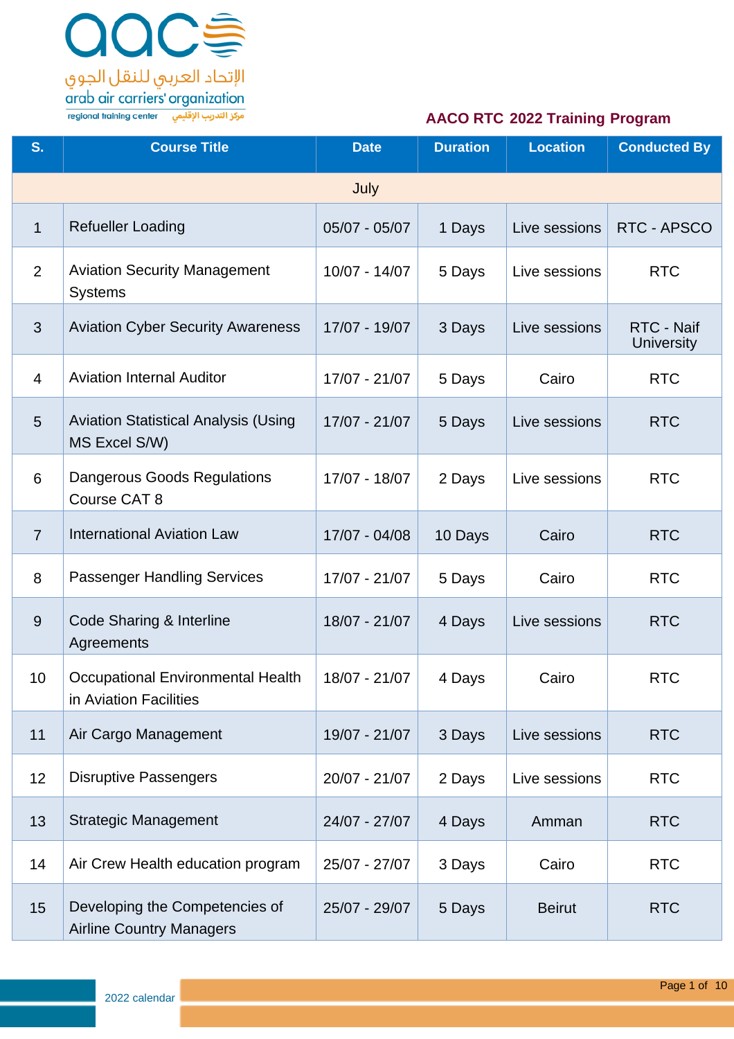الإتحاد العربي للنقل الجوي
arab air carriers' organization
regional training center مركز التدريب الإقليمي

# AACO RTC 2022 Training Program

| S. | Course Title | Date | Duration | Location | Conducted By |
|---|---|---|---|---|---|
| | | July | | | |
| 1 | Refueller Loading | 05/07 - 05/07 | 1 Days | Live sessions | RTC - APSCO |
| 2 | Aviation Security Management Systems | 10/07 - 14/07 | 5 Days | Live sessions | RTC |
| 3 | Aviation Cyber Security Awareness | 17/07 - 19/07 | 3 Days | Live sessions | RTC - Naif University |
| 4 | Aviation Internal Auditor | 17/07 - 21/07 | 5 Days | Cairo | RTC |
| 5 | Aviation Statistical Analysis (Using MS Excel S/W) | 17/07 - 21/07 | 5 Days | Live sessions | RTC |
| 6 | Dangerous Goods Regulations Course CAT 8 | 17/07 - 18/07 | 2 Days | Live sessions | RTC |
| 7 | International Aviation Law | 17/07 - 04/08 | 10 Days | Cairo | RTC |
| 8 | Passenger Handling Services | 17/07 - 21/07 | 5 Days | Cairo | RTC |
| 9 | Code Sharing & Interline Agreements | 18/07 - 21/07 | 4 Days | Live sessions | RTC |
| 10 | Occupational Environmental Health in Aviation Facilities | 18/07 - 21/07 | 4 Days | Cairo | RTC |
| 11 | Air Cargo Management | 19/07 - 21/07 | 3 Days | Live sessions | RTC |
| 12 | Disruptive Passengers | 20/07 - 21/07 | 2 Days | Live sessions | RTC |
| 13 | Strategic Management | 24/07 - 27/07 | 4 Days | Amman | RTC |
| 14 | Air Crew Health education program | 25/07 - 27/07 | 3 Days | Cairo | RTC |
| 15 | Developing the Competencies of Airline Country Managers | 25/07 - 29/07 | 5 Days | Beirut | RTC |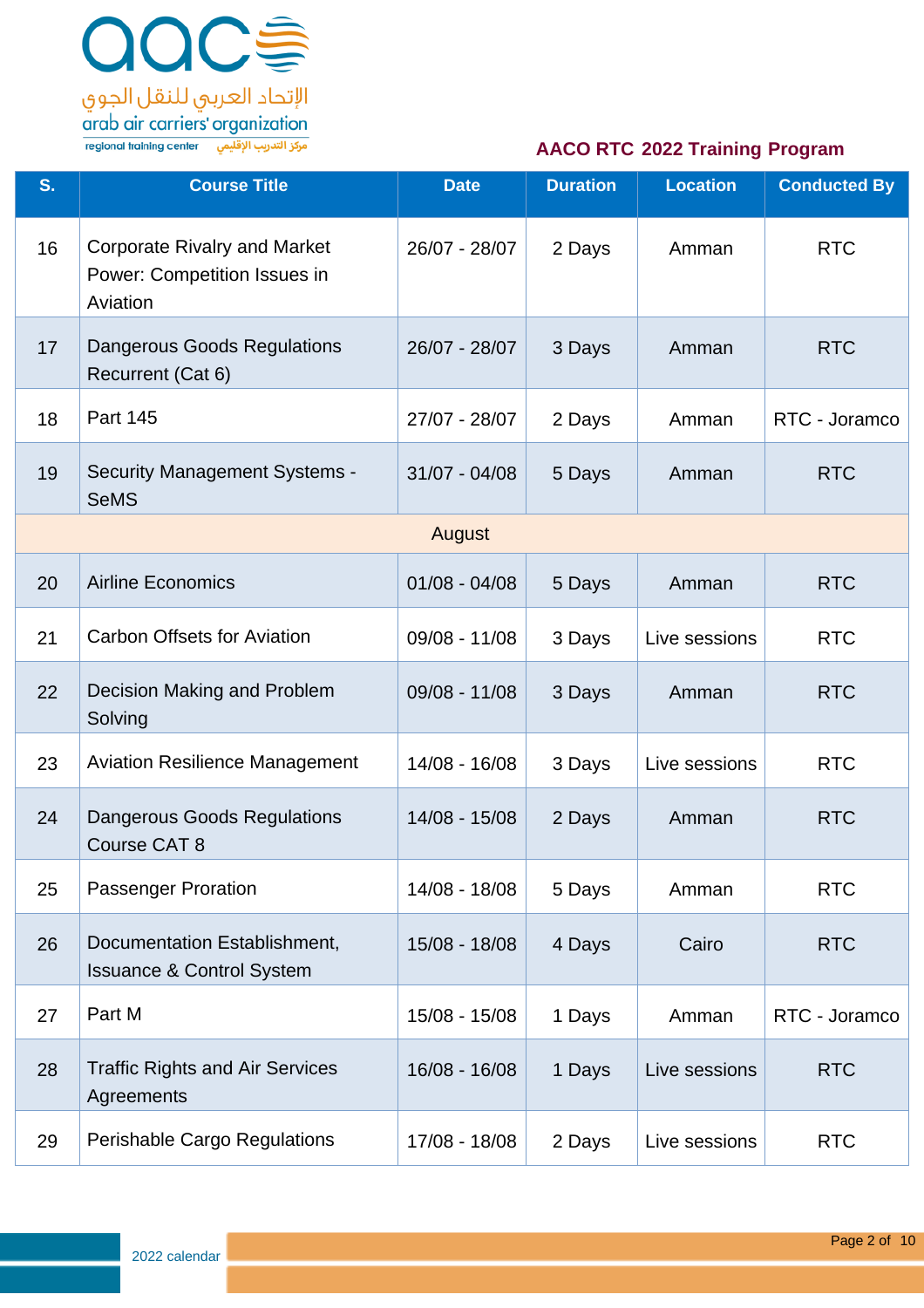## AACO RTC 2022 Training Program

| S. | Course Title | Date | Duration | Location | Conducted By |
|---|---|---|---|---|---|
| 16 | Corporate Rivalry and Market Power: Competition Issues in Aviation | 26/07 - 28/07 | 2 Days | Amman | RTC |
| 17 | Dangerous Goods Regulations Recurrent (Cat 6) | 26/07 - 28/07 | 3 Days | Amman | RTC |
| 18 | Part 145 | 27/07 - 28/07 | 2 Days | Amman | RTC - Joramco |
| 19 | Security Management Systems - SeMS | 31/07 - 04/08 | 5 Days | Amman | RTC |
| | August | | | | |
| 20 | Airline Economics | 01/08 - 04/08 | 5 Days | Amman | RTC |
| 21 | Carbon Offsets for Aviation | 09/08 - 11/08 | 3 Days | Live sessions | RTC |
| 22 | Decision Making and Problem Solving | 09/08 - 11/08 | 3 Days | Amman | RTC |
| 23 | Aviation Resilience Management | 14/08 - 16/08 | 3 Days | Live sessions | RTC |
| 24 | Dangerous Goods Regulations Course CAT 8 | 14/08 - 15/08 | 2 Days | Amman | RTC |
| 25 | Passenger Proration | 14/08 - 18/08 | 5 Days | Amman | RTC |
| 26 | Documentation Establishment, Issuance & Control System | 15/08 - 18/08 | 4 Days | Cairo | RTC |
| 27 | Part M | 15/08 - 15/08 | 1 Days | Amman | RTC - Joramco |
| 28 | Traffic Rights and Air Services Agreements | 16/08 - 16/08 | 1 Days | Live sessions | RTC |
| 29 | Perishable Cargo Regulations | 17/08 - 18/08 | 2 Days | Live sessions | RTC |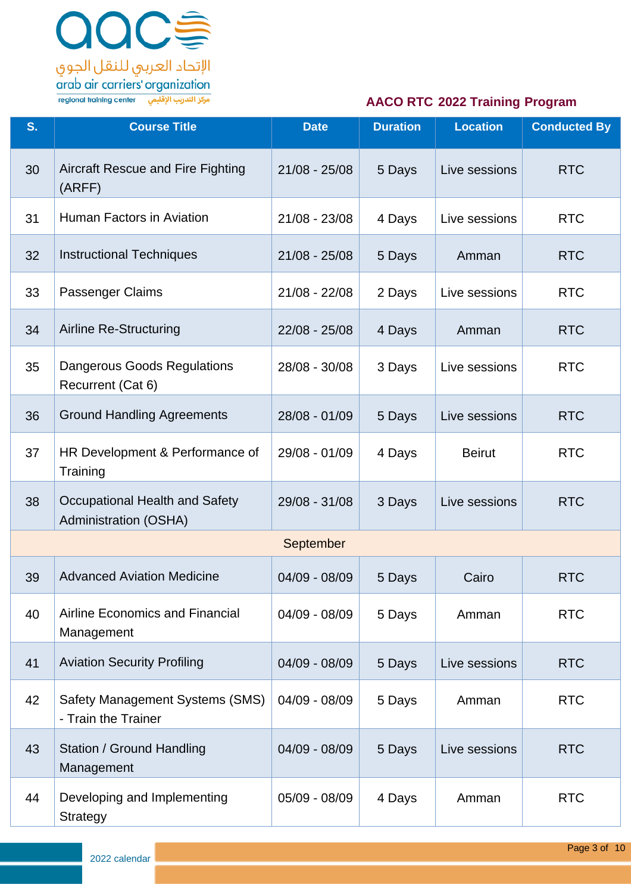## AACO RTC 2022 Training Program

| S. | Course Title | Date | Duration | Location | Conducted By |
|---|---|---|---|---|---|
| 30 | Aircraft Rescue and Fire Fighting (ARFF) | 21/08 - 25/08 | 5 Days | Live sessions | RTC |
| 31 | Human Factors in Aviation | 21/08 - 23/08 | 4 Days | Live sessions | RTC |
| 32 | Instructional Techniques | 21/08 - 25/08 | 5 Days | Amman | RTC |
| 33 | Passenger Claims | 21/08 - 22/08 | 2 Days | Live sessions | RTC |
| 34 | Airline Re-Structuring | 22/08 - 25/08 | 4 Days | Amman | RTC |
| 35 | Dangerous Goods Regulations Recurrent (Cat 6) | 28/08 - 30/08 | 3 Days | Live sessions | RTC |
| 36 | Ground Handling Agreements | 28/08 - 01/09 | 5 Days | Live sessions | RTC |
| 37 | HR Development & Performance of Training | 29/08 - 01/09 | 4 Days | Beirut | RTC |
| 38 | Occupational Health and Safety Administration (OSHA) | 29/08 - 31/08 | 3 Days | Live sessions | RTC |
| | September | | | | |
| 39 | Advanced Aviation Medicine | 04/09 - 08/09 | 5 Days | Cairo | RTC |
| 40 | Airline Economics and Financial Management | 04/09 - 08/09 | 5 Days | Amman | RTC |
| 41 | Aviation Security Profiling | 04/09 - 08/09 | 5 Days | Live sessions | RTC |
| 42 | Safety Management Systems (SMS) - Train the Trainer | 04/09 - 08/09 | 5 Days | Amman | RTC |
| 43 | Station / Ground Handling Management | 04/09 - 08/09 | 5 Days | Live sessions | RTC |
| 44 | Developing and Implementing Strategy | 05/09 - 08/09 | 4 Days | Amman | RTC |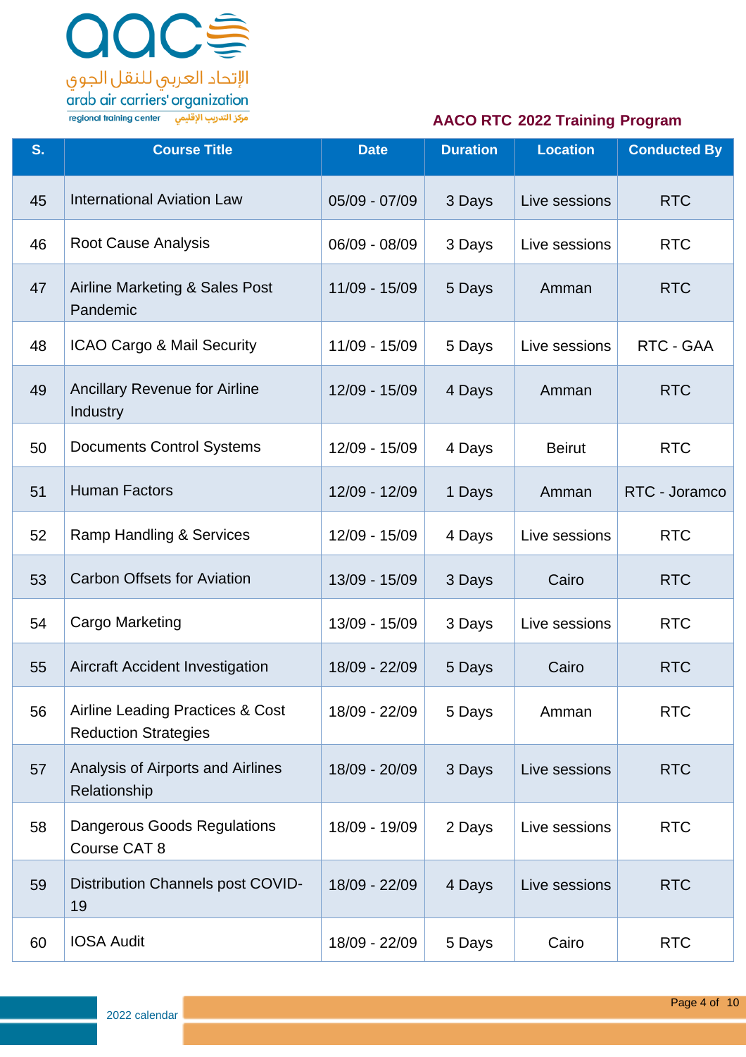aaco

الإتحاد العربي للنقل الجوي

arab air carriers' organization

regional training center مركز التدريب الإقليمي

## AACO RTC 2022 Training Program

| S. | Course Title | Date | Duration | Location | Conducted By |
|---|---|---|---|---|---|
| 45 | International Aviation Law | 05/09 - 07/09 | 3 Days | Live sessions | RTC |
| 46 | Root Cause Analysis | 06/09 - 08/09 | 3 Days | Live sessions | RTC |
| 47 | Airline Marketing & Sales Post Pandemic | 11/09 - 15/09 | 5 Days | Amman | RTC |
| 48 | ICAO Cargo & Mail Security | 11/09 - 15/09 | 5 Days | Live sessions | RTC - GAA |
| 49 | Ancillary Revenue for Airline Industry | 12/09 - 15/09 | 4 Days | Amman | RTC |
| 50 | Documents Control Systems | 12/09 - 15/09 | 4 Days | Beirut | RTC |
| 51 | Human Factors | 12/09 - 12/09 | 1 Days | Amman | RTC - Joramco |
| 52 | Ramp Handling & Services | 12/09 - 15/09 | 4 Days | Live sessions | RTC |
| 53 | Carbon Offsets for Aviation | 13/09 - 15/09 | 3 Days | Cairo | RTC |
| 54 | Cargo Marketing | 13/09 - 15/09 | 3 Days | Live sessions | RTC |
| 55 | Aircraft Accident Investigation | 18/09 - 22/09 | 5 Days | Cairo | RTC |
| 56 | Airline Leading Practices & Cost Reduction Strategies | 18/09 - 22/09 | 5 Days | Amman | RTC |
| 57 | Analysis of Airports and Airlines Relationship | 18/09 - 20/09 | 3 Days | Live sessions | RTC |
| 58 | Dangerous Goods Regulations Course CAT 8 | 18/09 - 19/09 | 2 Days | Live sessions | RTC |
| 59 | Distribution Channels post COVID-19 | 18/09 - 22/09 | 4 Days | Live sessions | RTC |
| 60 | IOSA Audit | 18/09 - 22/09 | 5 Days | Cairo | RTC |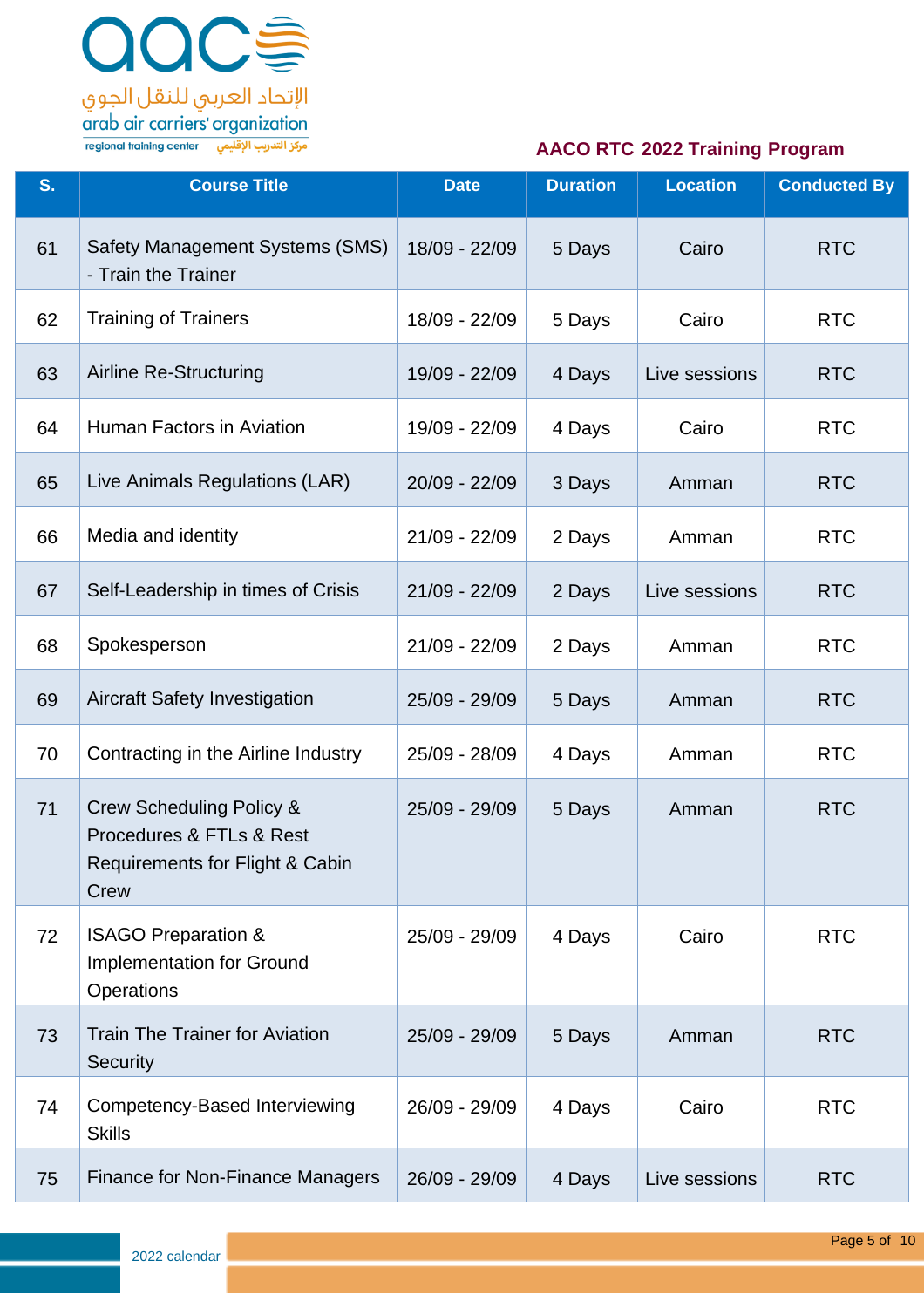**AACO RTC 2022 Training Program**

| S. | Course Title | Date | Duration | Location | Conducted By |
|---|---|---|---|---|---|
| 61 | Safety Management Systems (SMS) - Train the Trainer | 18/09 - 22/09 | 5 Days | Cairo | RTC |
| 62 | Training of Trainers | 18/09 - 22/09 | 5 Days | Cairo | RTC |
| 63 | Airline Re-Structuring | 19/09 - 22/09 | 4 Days | Live sessions | RTC |
| 64 | Human Factors in Aviation | 19/09 - 22/09 | 4 Days | Cairo | RTC |
| 65 | Live Animals Regulations (LAR) | 20/09 - 22/09 | 3 Days | Amman | RTC |
| 66 | Media and identity | 21/09 - 22/09 | 2 Days | Amman | RTC |
| 67 | Self-Leadership in times of Crisis | 21/09 - 22/09 | 2 Days | Live sessions | RTC |
| 68 | Spokesperson | 21/09 - 22/09 | 2 Days | Amman | RTC |
| 69 | Aircraft Safety Investigation | 25/09 - 29/09 | 5 Days | Amman | RTC |
| 70 | Contracting in the Airline Industry | 25/09 - 28/09 | 4 Days | Amman | RTC |
| 71 | Crew Scheduling Policy & Procedures & FTLs & Rest Requirements for Flight & Cabin Crew | 25/09 - 29/09 | 5 Days | Amman | RTC |
| 72 | ISAGO Preparation & Implementation for Ground Operations | 25/09 - 29/09 | 4 Days | Cairo | RTC |
| 73 | Train The Trainer for Aviation Security | 25/09 - 29/09 | 5 Days | Amman | RTC |
| 74 | Competency-Based Interviewing Skills | 26/09 - 29/09 | 4 Days | Cairo | RTC |
| 75 | Finance for Non-Finance Managers | 26/09 - 29/09 | 4 Days | Live sessions | RTC |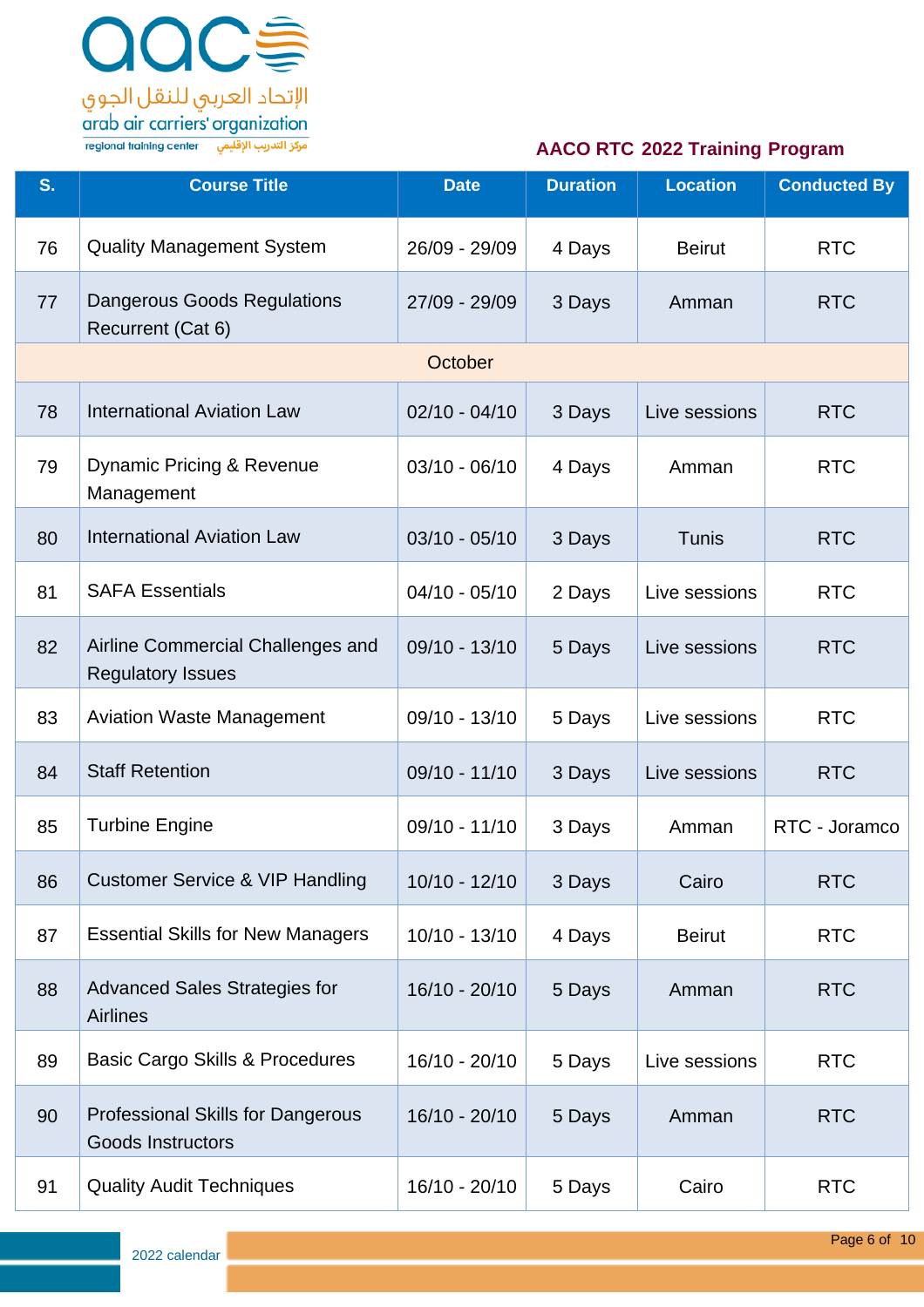## AACO RTC 2022 Training Program

| S. | Course Title | Date | Duration | Location | Conducted By |
|---|---|---|---|---|---|
| 76 | Quality Management System | 26/09 - 29/09 | 4 Days | Beirut | RTC |
| 77 | Dangerous Goods Regulations Recurrent (Cat 6) | 27/09 - 29/09 | 3 Days | Amman | RTC |
| | October | | | | |
| 78 | International Aviation Law | 02/10 - 04/10 | 3 Days | Live sessions | RTC |
| 79 | Dynamic Pricing & Revenue Management | 03/10 - 06/10 | 4 Days | Amman | RTC |
| 80 | International Aviation Law | 03/10 - 05/10 | 3 Days | Tunis | RTC |
| 81 | SAFA Essentials | 04/10 - 05/10 | 2 Days | Live sessions | RTC |
| 82 | Airline Commercial Challenges and Regulatory Issues | 09/10 - 13/10 | 5 Days | Live sessions | RTC |
| 83 | Aviation Waste Management | 09/10 - 13/10 | 5 Days | Live sessions | RTC |
| 84 | Staff Retention | 09/10 - 11/10 | 3 Days | Live sessions | RTC |
| 85 | Turbine Engine | 09/10 - 11/10 | 3 Days | Amman | RTC - Joramco |
| 86 | Customer Service & VIP Handling | 10/10 - 12/10 | 3 Days | Cairo | RTC |
| 87 | Essential Skills for New Managers | 10/10 - 13/10 | 4 Days | Beirut | RTC |
| 88 | Advanced Sales Strategies for Airlines | 16/10 - 20/10 | 5 Days | Amman | RTC |
| 89 | Basic Cargo Skills & Procedures | 16/10 - 20/10 | 5 Days | Live sessions | RTC |
| 90 | Professional Skills for Dangerous Goods Instructors | 16/10 - 20/10 | 5 Days | Amman | RTC |
| 91 | Quality Audit Techniques | 16/10 - 20/10 | 5 Days | Cairo | RTC |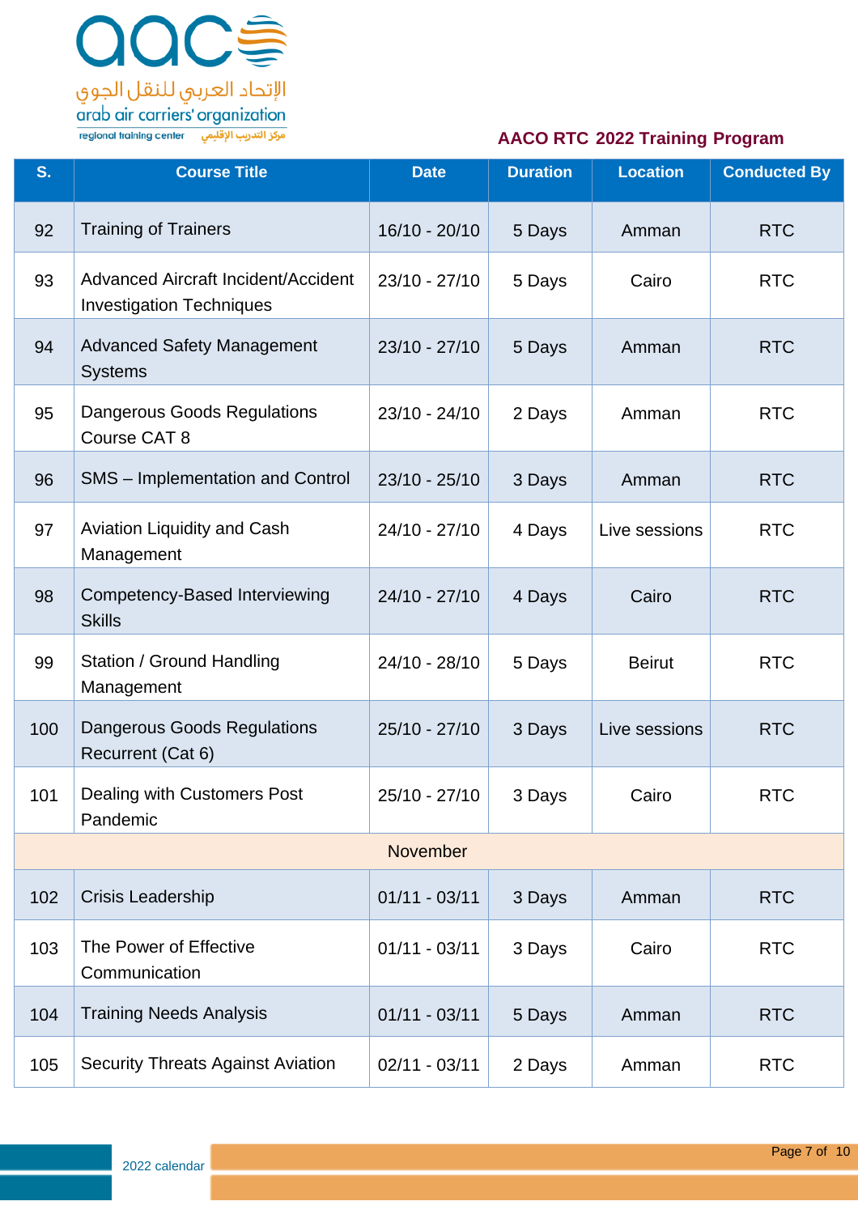## AACO RTC 2022 Training Program

| S. | Course Title | Date | Duration | Location | Conducted By |
|---|---|---|---|---|---|
| 92 | Training of Trainers | 16/10 - 20/10 | 5 Days | Amman | RTC |
| 93 | Advanced Aircraft Incident/Accident Investigation Techniques | 23/10 - 27/10 | 5 Days | Cairo | RTC |
| 94 | Advanced Safety Management Systems | 23/10 - 27/10 | 5 Days | Amman | RTC |
| 95 | Dangerous Goods Regulations Course CAT 8 | 23/10 - 24/10 | 2 Days | Amman | RTC |
| 96 | SMS – Implementation and Control | 23/10 - 25/10 | 3 Days | Amman | RTC |
| 97 | Aviation Liquidity and Cash Management | 24/10 - 27/10 | 4 Days | Live sessions | RTC |
| 98 | Competency-Based Interviewing Skills | 24/10 - 27/10 | 4 Days | Cairo | RTC |
| 99 | Station / Ground Handling Management | 24/10 - 28/10 | 5 Days | Beirut | RTC |
| 100 | Dangerous Goods Regulations Recurrent (Cat 6) | 25/10 - 27/10 | 3 Days | Live sessions | RTC |
| 101 | Dealing with Customers Post Pandemic | 25/10 - 27/10 | 3 Days | Cairo | RTC |
| November | | | | | |
| 102 | Crisis Leadership | 01/11 - 03/11 | 3 Days | Amman | RTC |
| 103 | The Power of Effective Communication | 01/11 - 03/11 | 3 Days | Cairo | RTC |
| 104 | Training Needs Analysis | 01/11 - 03/11 | 5 Days | Amman | RTC |
| 105 | Security Threats Against Aviation | 02/11 - 03/11 | 2 Days | Amman | RTC |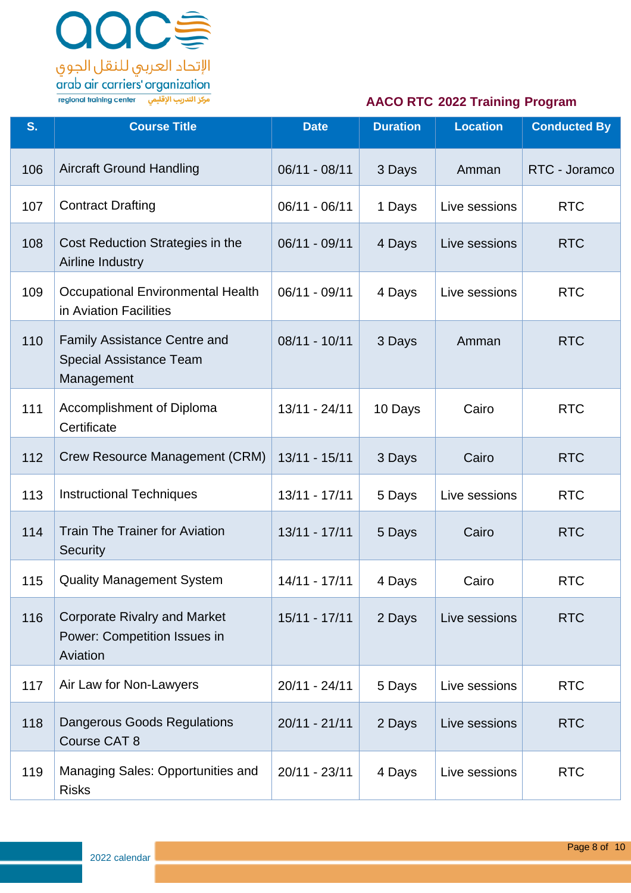## AACO RTC 2022 Training Program

| S. | Course Title | Date | Duration | Location | Conducted By |
|---|---|---|---|---|---|
| 106 | Aircraft Ground Handling | 06/11 - 08/11 | 3 Days | Amman | RTC - Joramco |
| 107 | Contract Drafting | 06/11 - 06/11 | 1 Days | Live sessions | RTC |
| 108 | Cost Reduction Strategies in the Airline Industry | 06/11 - 09/11 | 4 Days | Live sessions | RTC |
| 109 | Occupational Environmental Health in Aviation Facilities | 06/11 - 09/11 | 4 Days | Live sessions | RTC |
| 110 | Family Assistance Centre and Special Assistance Team Management | 08/11 - 10/11 | 3 Days | Amman | RTC |
| 111 | Accomplishment of Diploma Certificate | 13/11 - 24/11 | 10 Days | Cairo | RTC |
| 112 | Crew Resource Management (CRM) | 13/11 - 15/11 | 3 Days | Cairo | RTC |
| 113 | Instructional Techniques | 13/11 - 17/11 | 5 Days | Live sessions | RTC |
| 114 | Train The Trainer for Aviation Security | 13/11 - 17/11 | 5 Days | Cairo | RTC |
| 115 | Quality Management System | 14/11 - 17/11 | 4 Days | Cairo | RTC |
| 116 | Corporate Rivalry and Market Power: Competition Issues in Aviation | 15/11 - 17/11 | 2 Days | Live sessions | RTC |
| 117 | Air Law for Non-Lawyers | 20/11 - 24/11 | 5 Days | Live sessions | RTC |
| 118 | Dangerous Goods Regulations Course CAT 8 | 20/11 - 21/11 | 2 Days | Live sessions | RTC |
| 119 | Managing Sales: Opportunities and Risks | 20/11 - 23/11 | 4 Days | Live sessions | RTC |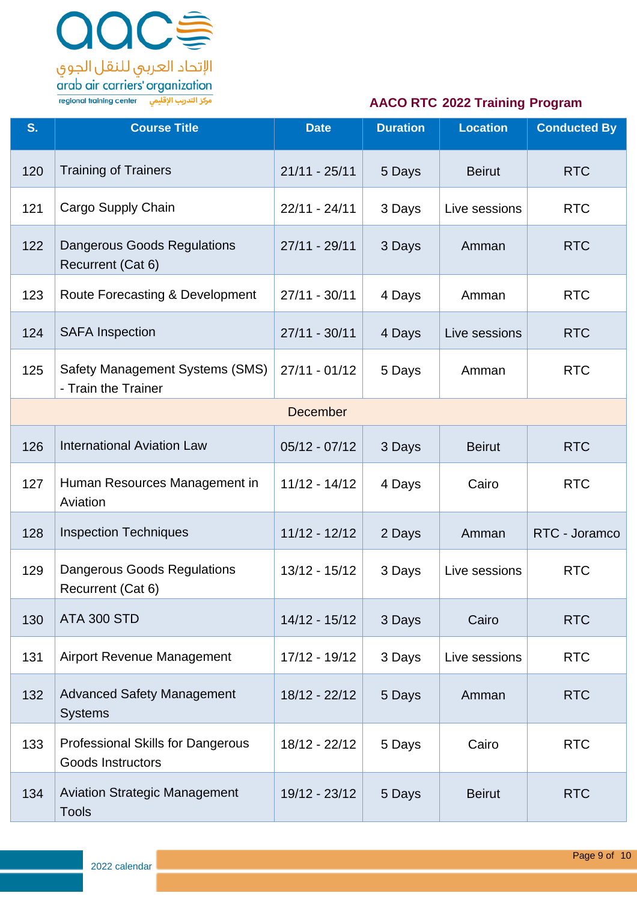## AACO RTC 2022 Training Program

| S. | Course Title | Date | Duration | Location | Conducted By |
|---|---|---|---|---|---|
| 120 | Training of Trainers | 21/11 - 25/11 | 5 Days | Beirut | RTC |
| 121 | Cargo Supply Chain | 22/11 - 24/11 | 3 Days | Live sessions | RTC |
| 122 | Dangerous Goods Regulations Recurrent (Cat 6) | 27/11 - 29/11 | 3 Days | Amman | RTC |
| 123 | Route Forecasting & Development | 27/11 - 30/11 | 4 Days | Amman | RTC |
| 124 | SAFA Inspection | 27/11 - 30/11 | 4 Days | Live sessions | RTC |
| 125 | Safety Management Systems (SMS) - Train the Trainer | 27/11 - 01/12 | 5 Days | Amman | RTC |
| | December | | | | |
| 126 | International Aviation Law | 05/12 - 07/12 | 3 Days | Beirut | RTC |
| 127 | Human Resources Management in Aviation | 11/12 - 14/12 | 4 Days | Cairo | RTC |
| 128 | Inspection Techniques | 11/12 - 12/12 | 2 Days | Amman | RTC - Joramco |
| 129 | Dangerous Goods Regulations Recurrent (Cat 6) | 13/12 - 15/12 | 3 Days | Live sessions | RTC |
| 130 | ATA 300 STD | 14/12 - 15/12 | 3 Days | Cairo | RTC |
| 131 | Airport Revenue Management | 17/12 - 19/12 | 3 Days | Live sessions | RTC |
| 132 | Advanced Safety Management Systems | 18/12 - 22/12 | 5 Days | Amman | RTC |
| 133 | Professional Skills for Dangerous Goods Instructors | 18/12 - 22/12 | 5 Days | Cairo | RTC |
| 134 | Aviation Strategic Management Tools | 19/12 - 23/12 | 5 Days | Beirut | RTC |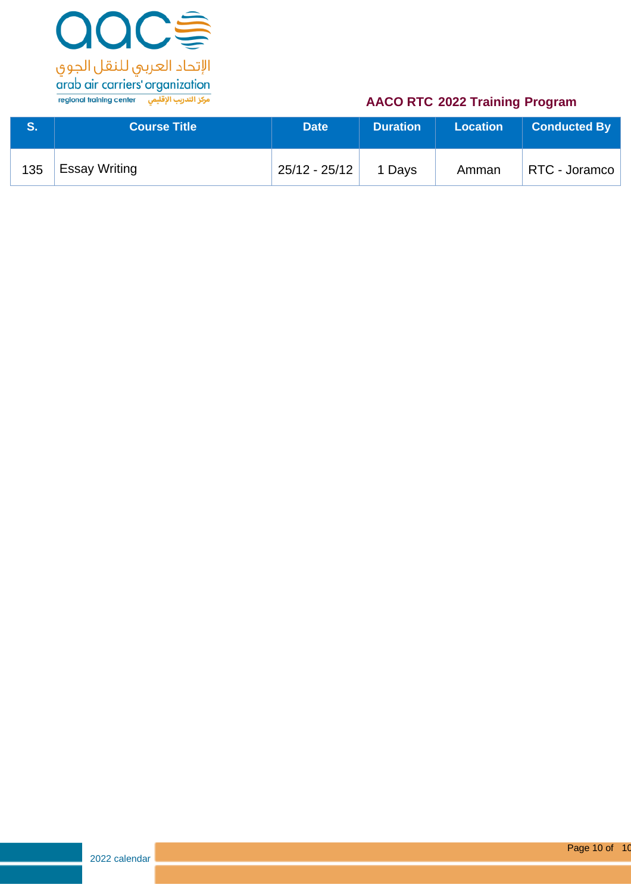## AACO RTC 2022 Training Program

| S. | Course Title | Date | Duration | Location | Conducted By |
|---|---|---|---|---|---|
| 135 | Essay Writing | 25/12 - 25/12 | 1 Days | Amman | RTC - Joramco |